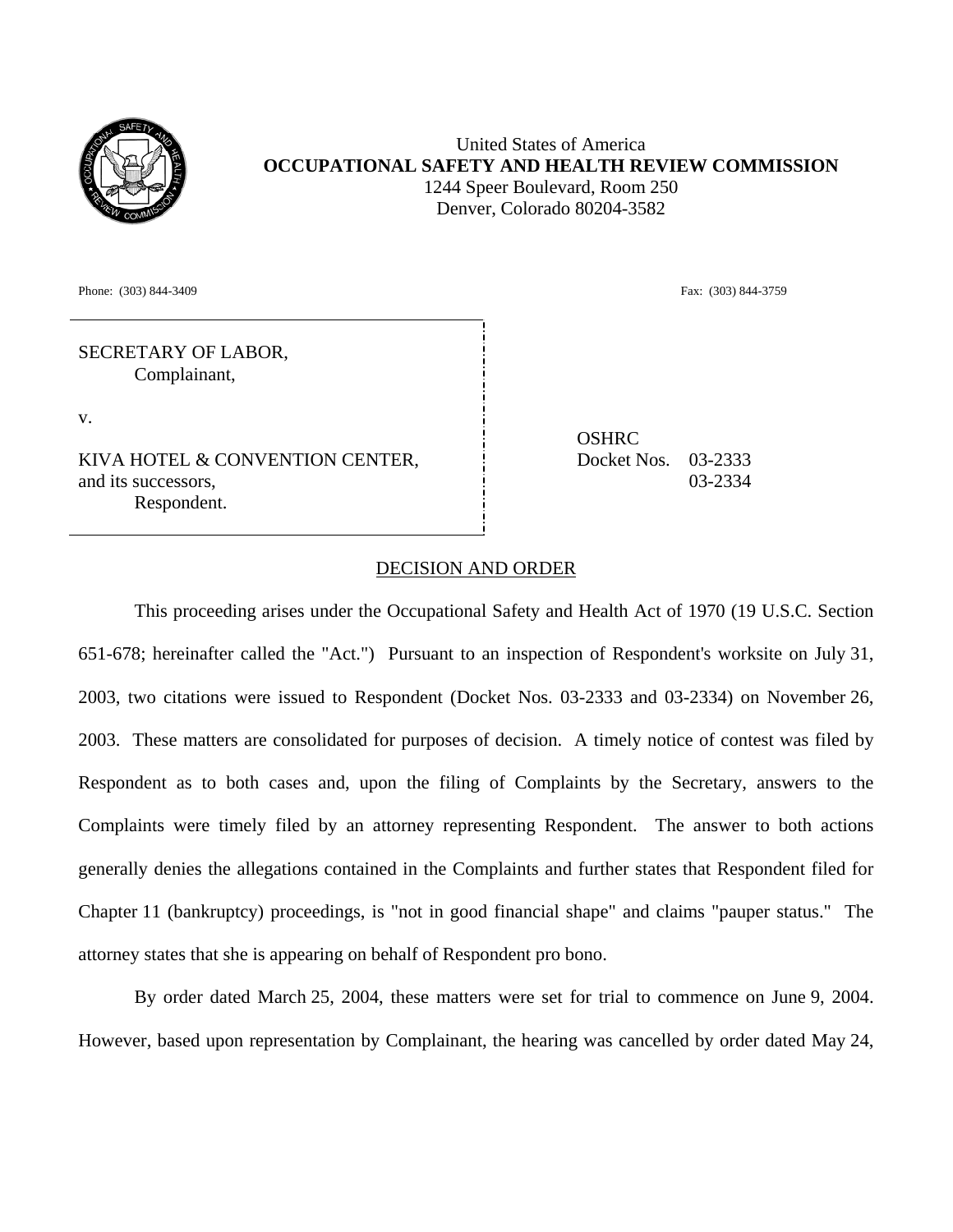United States of America
**OCCUPATIONAL SAFETY AND HEALTH REVIEW COMMISSION**
1244 Speer Boulevard, Room 250
Denver, Colorado 80204-3582

Phone: (303) 844-3409 Fax: (303) 844-3759

SECRETARY OF LABOR,
Complainant,

v.

KIVA HOTEL & CONVENTION CENTER,
and its successors,
Respondent.

OSHRC
Docket Nos. 03-2333
03-2334

## DECISION AND ORDER

This proceeding arises under the Occupational Safety and Health Act of 1970 (19 U.S.C. Section 651-678; hereinafter called the "Act.") Pursuant to an inspection of Respondent's worksite on July 31, 2003, two citations were issued to Respondent (Docket Nos. 03-2333 and 03-2334) on November 26, 2003. These matters are consolidated for purposes of decision. A timely notice of contest was filed by Respondent as to both cases and, upon the filing of Complaints by the Secretary, answers to the Complaints were timely filed by an attorney representing Respondent. The answer to both actions generally denies the allegations contained in the Complaints and further states that Respondent filed for Chapter 11 (bankruptcy) proceedings, is "not in good financial shape" and claims "pauper status." The attorney states that she is appearing on behalf of Respondent pro bono.

By order dated March 25, 2004, these matters were set for trial to commence on June 9, 2004. However, based upon representation by Complainant, the hearing was cancelled by order dated May 24,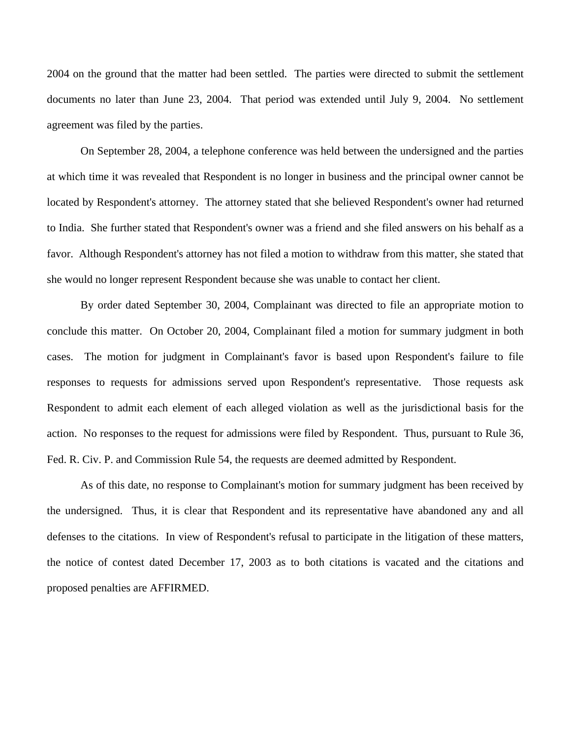2004 on the ground that the matter had been settled. The parties were directed to submit the settlement documents no later than June 23, 2004. That period was extended until July 9, 2004. No settlement agreement was filed by the parties.

On September 28, 2004, a telephone conference was held between the undersigned and the parties at which time it was revealed that Respondent is no longer in business and the principal owner cannot be located by Respondent's attorney. The attorney stated that she believed Respondent's owner had returned to India. She further stated that Respondent's owner was a friend and she filed answers on his behalf as a favor. Although Respondent's attorney has not filed a motion to withdraw from this matter, she stated that she would no longer represent Respondent because she was unable to contact her client.

By order dated September 30, 2004, Complainant was directed to file an appropriate motion to conclude this matter. On October 20, 2004, Complainant filed a motion for summary judgment in both cases. The motion for judgment in Complainant's favor is based upon Respondent's failure to file responses to requests for admissions served upon Respondent's representative. Those requests ask Respondent to admit each element of each alleged violation as well as the jurisdictional basis for the action. No responses to the request for admissions were filed by Respondent. Thus, pursuant to Rule 36, Fed. R. Civ. P. and Commission Rule 54, the requests are deemed admitted by Respondent.

As of this date, no response to Complainant's motion for summary judgment has been received by the undersigned. Thus, it is clear that Respondent and its representative have abandoned any and all defenses to the citations. In view of Respondent's refusal to participate in the litigation of these matters, the notice of contest dated December 17, 2003 as to both citations is vacated and the citations and proposed penalties are AFFIRMED.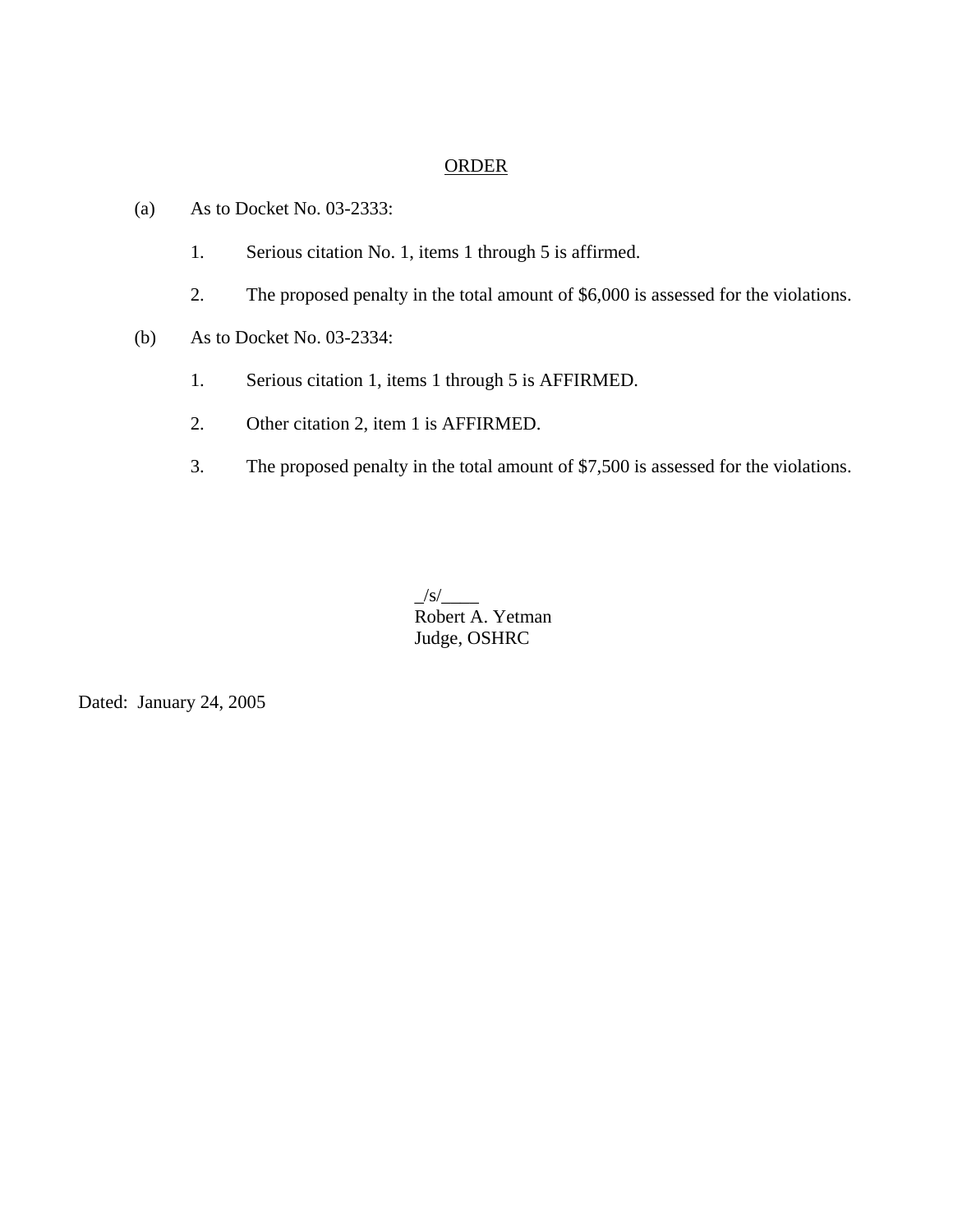## ORDER

(a) As to Docket No. 03-2333:

1. Serious citation No. 1, items 1 through 5 is affirmed.

2. The proposed penalty in the total amount of $6,000 is assessed for the violations.

(b) As to Docket No. 03-2334:

1. Serious citation 1, items 1 through 5 is AFFIRMED.

2. Other citation 2, item 1 is AFFIRMED.

3. The proposed penalty in the total amount of $7,500 is assessed for the violations.

_/s/____
Robert A. Yetman
Judge, OSHRC

Dated: January 24, 2005